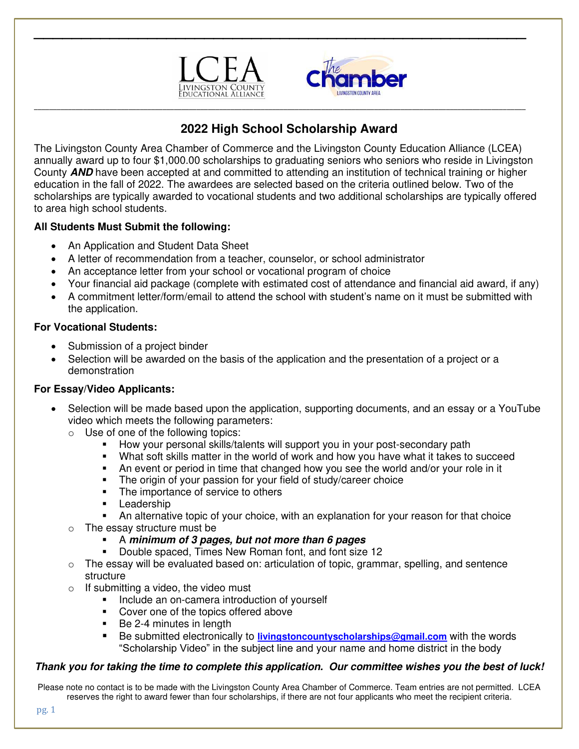# 2022 High School Scholarship Award

The Livingston County Area Chamber of Commerce and the Livingston County Education Alliance (LCEA) annually award up to four $1,000.00 scholarships to graduating seniors who seniors who reside in Livingston County ***AND*** have been accepted at and committed to attending an institution of technical training or higher education in the fall of 2022. The awardees are selected based on the criteria outlined below. Two of the scholarships are typically awarded to vocational students and two additional scholarships are typically offered to area high school students.

**All Students Must Submit the following:**

- An Application and Student Data Sheet
- A letter of recommendation from a teacher, counselor, or school administrator
- An acceptance letter from your school or vocational program of choice
- Your financial aid package (complete with estimated cost of attendance and financial aid award, if any)
- A commitment letter/form/email to attend the school with student's name on it must be submitted with the application.

**For Vocational Students:**

- Submission of a project binder
- Selection will be awarded on the basis of the application and the presentation of a project or a demonstration

**For Essay/Video Applicants:**

- Selection will be made based upon the application, supporting documents, and an essay or a YouTube video which meets the following parameters:
  - Use of one of the following topics:
    - How your personal skills/talents will support you in your post-secondary path
    - What soft skills matter in the world of work and how you have what it takes to succeed
    - An event or period in time that changed how you see the world and/or your role in it
    - The origin of your passion for your field of study/career choice
    - The importance of service to others
    - Leadership
    - An alternative topic of your choice, with an explanation for your reason for that choice
  - The essay structure must be
    - A ***minimum of 3 pages, but not more than 6 pages***
    - Double spaced, Times New Roman font, and font size 12
  - The essay will be evaluated based on: articulation of topic, grammar, spelling, and sentence structure
  - If submitting a video, the video must
    - Include an on-camera introduction of yourself
    - Cover one of the topics offered above
    - Be 2-4 minutes in length
    - Be submitted electronically to **livingstoncountyscholarships@gmail.com** with the words "Scholarship Video" in the subject line and your name and home district in the body

***Thank you for taking the time to complete this application. Our committee wishes you the best of luck!***

Please note no contact is to be made with the Livingston County Area Chamber of Commerce. Team entries are not permitted. LCEA reserves the right to award fewer than four scholarships, if there are not four applicants who meet the recipient criteria.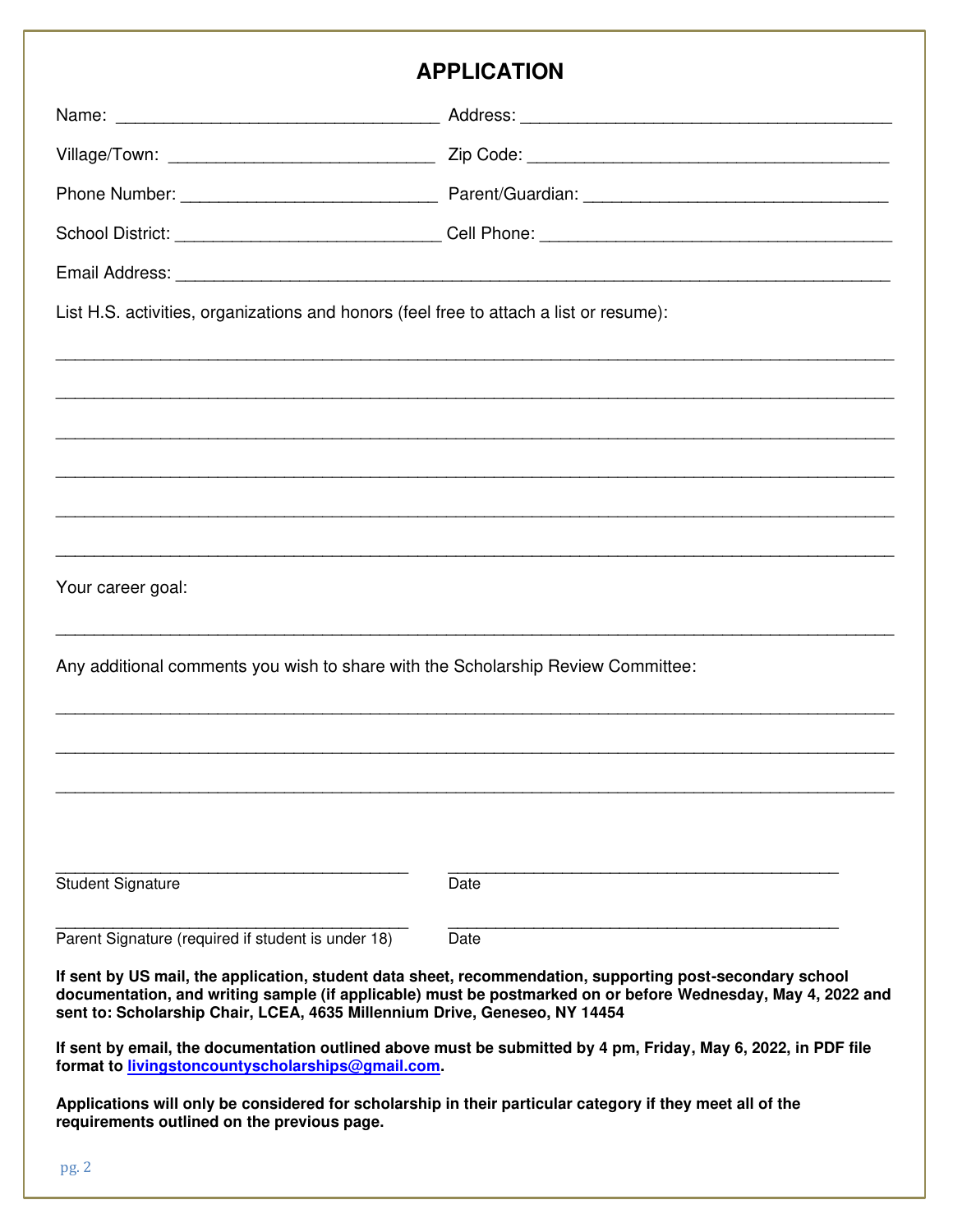# APPLICATION

Name: _________________________________ Address: ______________________________________

Village/Town: ____________________________ Zip Code: _____________________________________

Phone Number: __________________________ Parent/Guardian: _______________________________

School District: ___________________________ Cell Phone: ____________________________________

Email Address: __________________________________________________________________________

List H.S. activities, organizations and honors (feel free to attach a list or resume):

______________________________________________________________________________________

______________________________________________________________________________________

______________________________________________________________________________________

______________________________________________________________________________________

______________________________________________________________________________________

______________________________________________________________________________________

Your career goal:

______________________________________________________________________________________

Any additional comments you wish to share with the Scholarship Review Committee:

______________________________________________________________________________________

______________________________________________________________________________________

______________________________________________________________________________________

____________________________________ ________________________________________

Student Signature Date

____________________________________ ________________________________________

Parent Signature (required if student is under 18) Date

**If sent by US mail, the application, student data sheet, recommendation, supporting post-secondary school documentation, and writing sample (if applicable) must be postmarked on or before Wednesday, May 4, 2022 and sent to: Scholarship Chair, LCEA, 4635 Millennium Drive, Geneseo, NY 14454**

**If sent by email, the documentation outlined above must be submitted by 4 pm, Friday, May 6, 2022, in PDF file format to livingstoncountyscholarships@gmail.com.**

**Applications will only be considered for scholarship in their particular category if they meet all of the requirements outlined on the previous page.**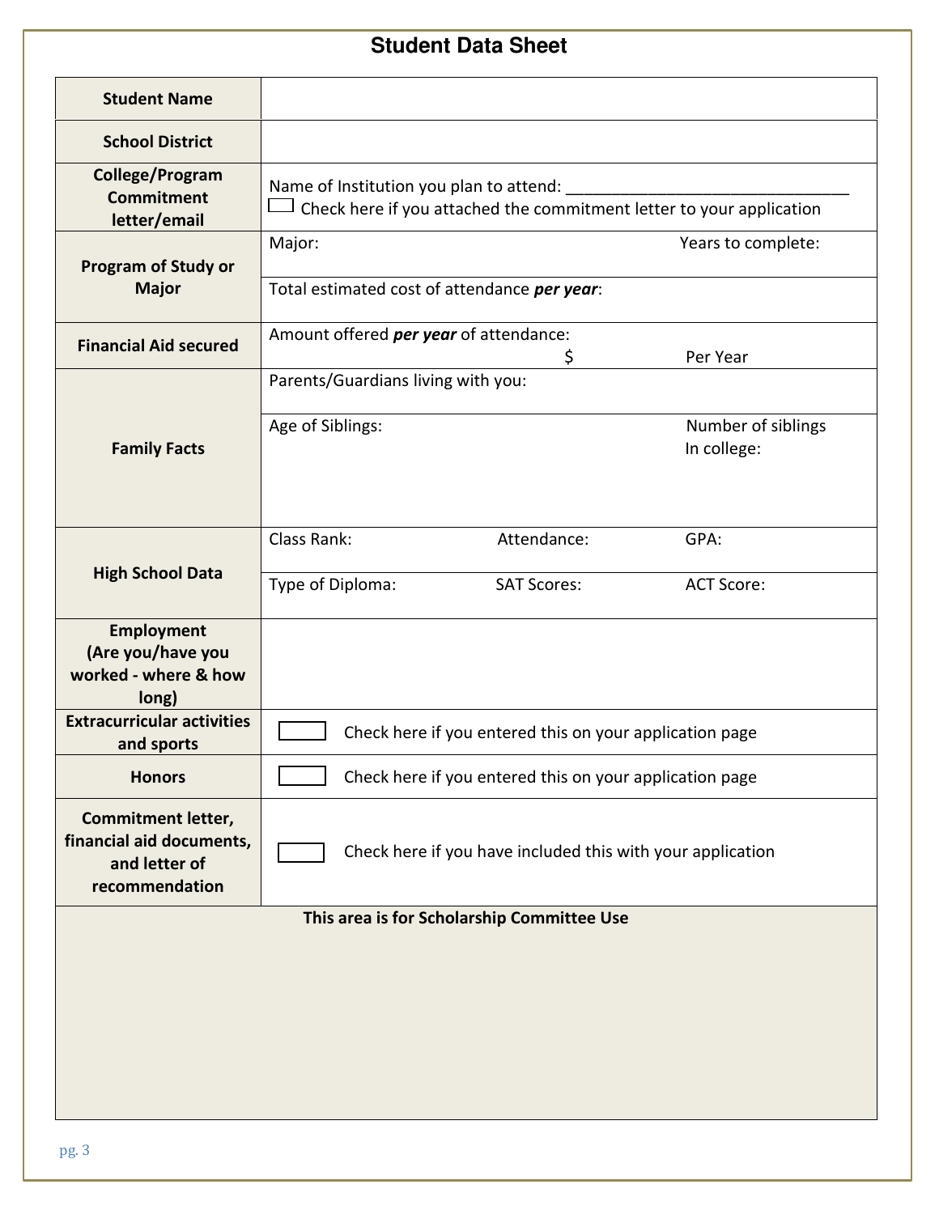# Student Data Sheet

| | |
|---|---|
| **Student Name** | |
| **School District** | |
| **College/Program Commitment letter/email** | Name of Institution you plan to attend: _______________________________ ☐ Check here if you attached the commitment letter to your application |
| **Program of Study or Major** | Major: Years to complete: |
| | Total estimated cost of attendance ***per year***: |
| **Financial Aid secured** | Amount offered ***per year*** of attendance: $ Per Year |
| **Family Facts** | Parents/Guardians living with you: |
| | Age of Siblings: Number of siblings In college: |
| **High School Data** | Class Rank: Attendance: GPA: |
| | Type of Diploma: SAT Scores: ACT Score: |
| **Employment (Are you/have you worked - where & how long)** | |
| **Extracurricular activities and sports** | ☐ Check here if you entered this on your application page |
| **Honors** | ☐ Check here if you entered this on your application page |
| **Commitment letter, financial aid documents, and letter of recommendation** | ☐ Check here if you have included this with your application |

**This area is for Scholarship Committee Use**